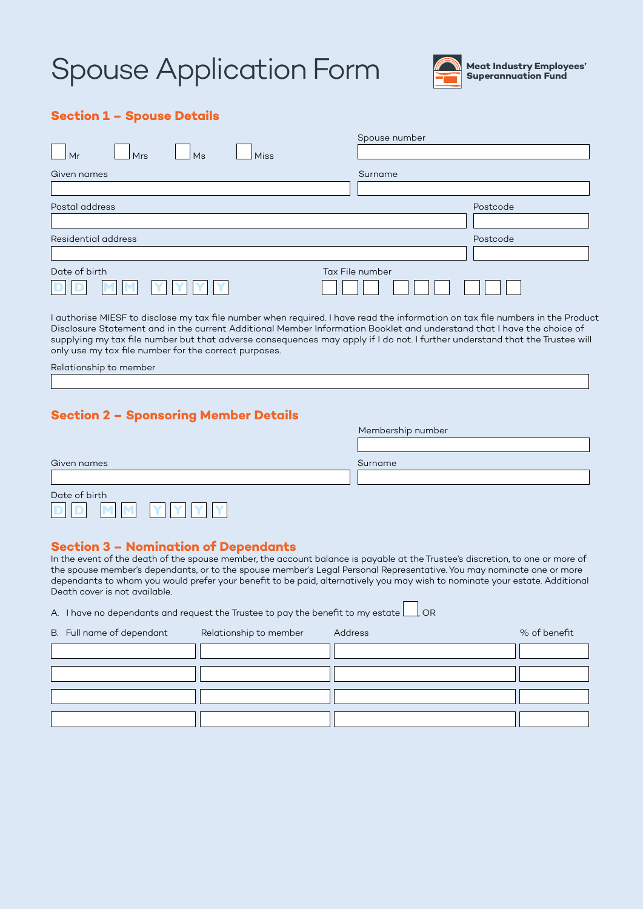# Spouse Application Form

**Meat Industry Employees' Superannuation Fund**

## Section 1 – Spouse Details

☐ Mr ☐ Mrs ☐ Ms ☐ Miss

Spouse number

Given names

Surname

Postal address

Postcode

Residential address

Postcode

Date of birth

D D M M Y Y Y Y

Tax File number

I authorise MIESF to disclose my tax file number when required. I have read the information on tax file numbers in the Product Disclosure Statement and in the current Additional Member Information Booklet and understand that I have the choice of supplying my tax file number but that adverse consequences may apply if I do not. I further understand that the Trustee will only use my tax file number for the correct purposes.

Relationship to member

## Section 2 – Sponsoring Member Details

Membership number

Given names

Surname

Date of birth

D D M M Y Y Y Y

## Section 3 – Nomination of Dependants

In the event of the death of the spouse member, the account balance is payable at the Trustee's discretion, to one or more of the spouse member's dependants, or to the spouse member's Legal Personal Representative. You may nominate one or more dependants to whom you would prefer your benefit to be paid, alternatively you may wish to nominate your estate. Additional Death cover is not available.

A. I have no dependants and request the Trustee to pay the benefit to my estate ☐, OR

| B. Full name of dependant | Relationship to member | Address | % of benefit |
|---|---|---|---|
| | | | |
| | | | |
| | | | |
| | | | |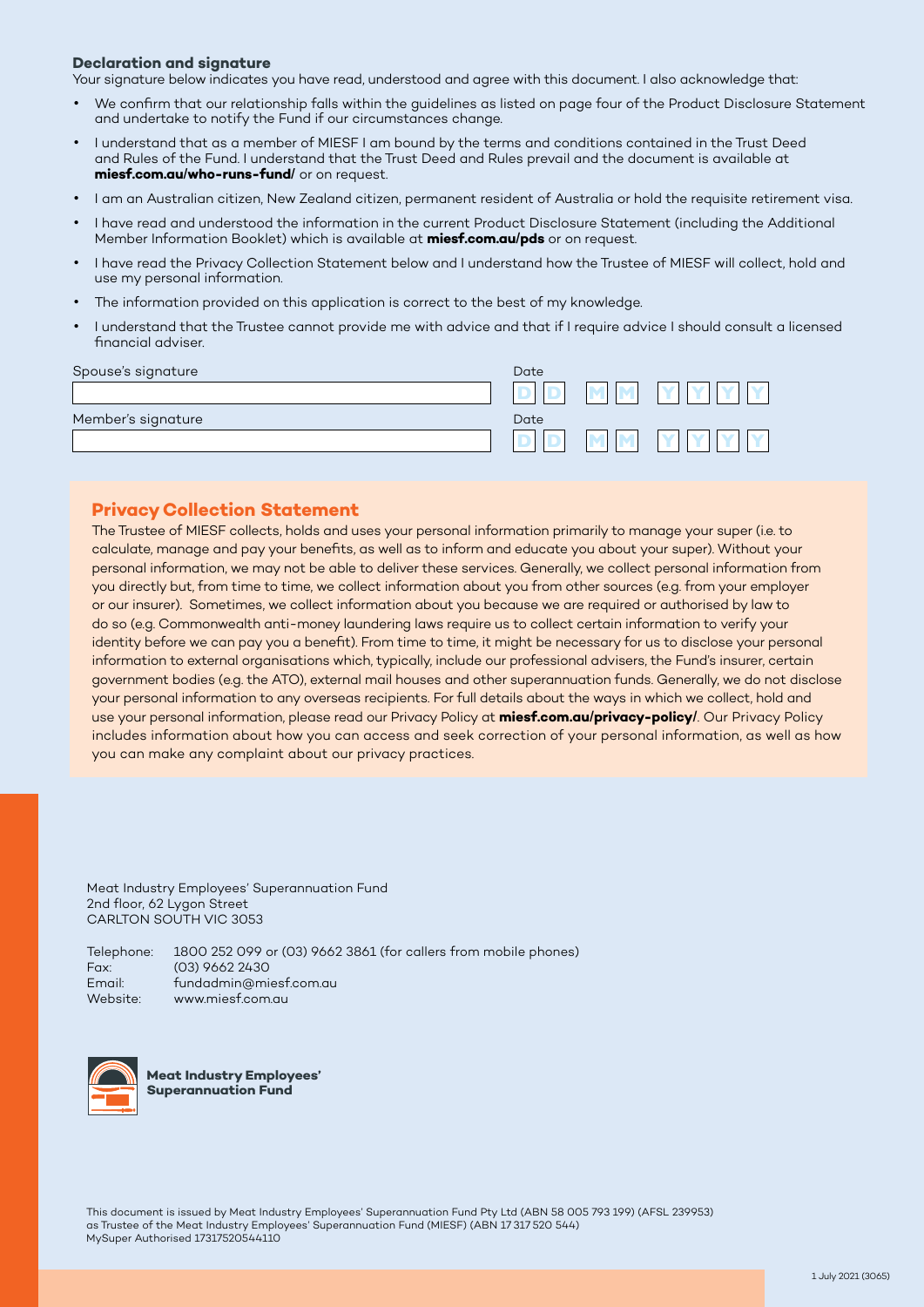**Declaration and signature**

Your signature below indicates you have read, understood and agree with this document. I also acknowledge that:

- We confirm that our relationship falls within the guidelines as listed on page four of the Product Disclosure Statement and undertake to notify the Fund if our circumstances change.
- I understand that as a member of MIESF I am bound by the terms and conditions contained in the Trust Deed and Rules of the Fund. I understand that the Trust Deed and Rules prevail and the document is available at **miesf.com.au/who-runs-fund/** or on request.
- I am an Australian citizen, New Zealand citizen, permanent resident of Australia or hold the requisite retirement visa.
- I have read and understood the information in the current Product Disclosure Statement (including the Additional Member Information Booklet) which is available at **miesf.com.au/pds** or on request.
- I have read the Privacy Collection Statement below and I understand how the Trustee of MIESF will collect, hold and use my personal information.
- The information provided on this application is correct to the best of my knowledge.
- I understand that the Trustee cannot provide me with advice and that if I require advice I should consult a licensed financial adviser.

Spouse's signature ______________________ Date D D / M M / Y Y Y Y

Member's signature ______________________ Date D D / M M / Y Y Y Y

## Privacy Collection Statement

The Trustee of MIESF collects, holds and uses your personal information primarily to manage your super (i.e. to calculate, manage and pay your benefits, as well as to inform and educate you about your super). Without your personal information, we may not be able to deliver these services. Generally, we collect personal information from you directly but, from time to time, we collect information about you from other sources (e.g. from your employer or our insurer). Sometimes, we collect information about you because we are required or authorised by law to do so (e.g. Commonwealth anti-money laundering laws require us to collect certain information to verify your identity before we can pay you a benefit). From time to time, it might be necessary for us to disclose your personal information to external organisations which, typically, include our professional advisers, the Fund's insurer, certain government bodies (e.g. the ATO), external mail houses and other superannuation funds. Generally, we do not disclose your personal information to any overseas recipients. For full details about the ways in which we collect, hold and use your personal information, please read our Privacy Policy at **miesf.com.au/privacy-policy/**. Our Privacy Policy includes information about how you can access and seek correction of your personal information, as well as how you can make any complaint about our privacy practices.

Meat Industry Employees' Superannuation Fund
2nd floor, 62 Lygon Street
CARLTON SOUTH VIC 3053

Telephone: 1800 252 099 or (03) 9662 3861 (for callers from mobile phones)
Fax: (03) 9662 2430
Email: fundadmin@miesf.com.au
Website: www.miesf.com.au

**Meat Industry Employees' Superannuation Fund**

This document is issued by Meat Industry Employees' Superannuation Fund Pty Ltd (ABN 58 005 793 199) (AFSL 239953) as Trustee of the Meat Industry Employees' Superannuation Fund (MIESF) (ABN 17 317 520 544)
MySuper Authorised 17317520544110

1 July 2021 (3065)